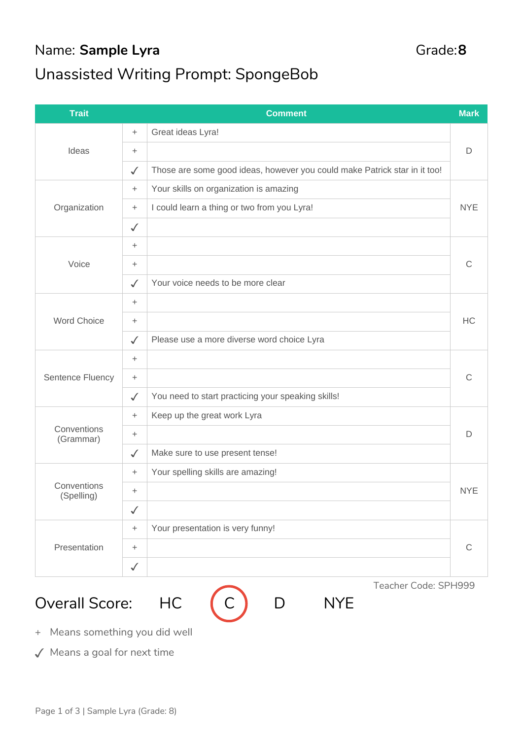Name: **Sample Lyra** Grade: **8**

## Unassisted Writing Prompt: SpongeBob

| Trait | | Comment | Mark |
|---|---|---|---|
| Ideas | + | Great ideas Lyra! | D |
| | + | | |
| | ✓ | Those are some good ideas, however you could make Patrick star in it too! | |
| Organization | + | Your skills on organization is amazing | NYE |
| | + | I could learn a thing or two from you Lyra! | |
| | ✓ | | |
| Voice | + | | C |
| | + | | |
| | ✓ | Your voice needs to be more clear | |
| Word Choice | + | | HC |
| | + | | |
| | ✓ | Please use a more diverse word choice Lyra | |
| Sentence Fluency | + | | C |
| | + | | |
| | ✓ | You need to start practicing your speaking skills! | |
| Conventions (Grammar) | + | Keep up the great work Lyra | D |
| | + | | |
| | ✓ | Make sure to use present tense! | |
| Conventions (Spelling) | + | Your spelling skills are amazing! | NYE |
| | + | | |
| | ✓ | | |
| Presentation | + | Your presentation is very funny! | C |
| | + | | |
| | ✓ | | |

Teacher Code: SPH999

**Overall Score:** HC **(C)** D NYE

\+ Means something you did well

✓ Means a goal for next time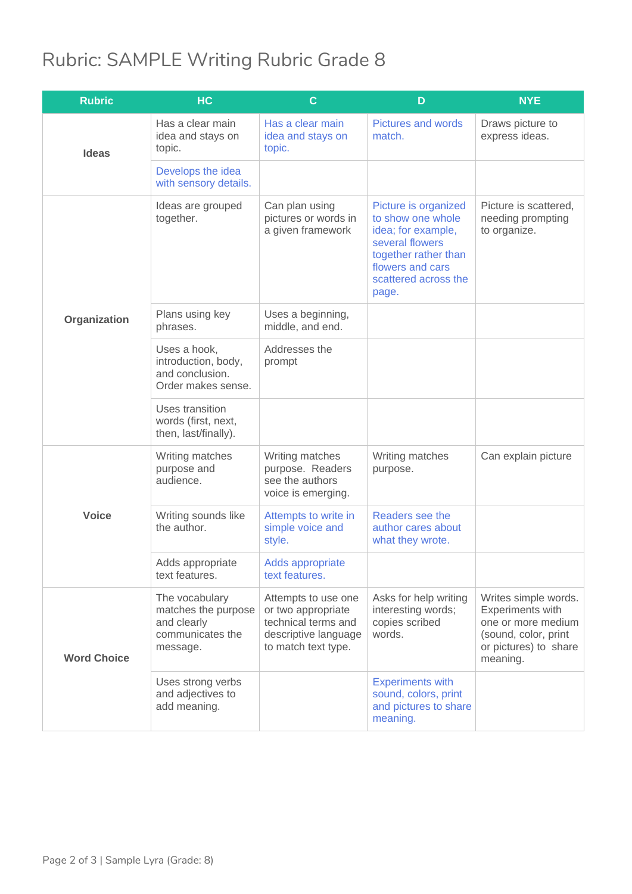# Rubric: SAMPLE Writing Rubric Grade 8

| Rubric | HC | C | D | NYE |
|---|---|---|---|---|
| **Ideas** | Has a clear main idea and stays on topic. | Has a clear main idea and stays on topic. | Pictures and words match. | Draws picture to express ideas. |
| | Develops the idea with sensory details. | | | |
| **Organization** | Ideas are grouped together. | Can plan using pictures or words in a given framework | Picture is organized to show one whole idea; for example, several flowers together rather than flowers and cars scattered across the page. | Picture is scattered, needing prompting to organize. |
| | Plans using key phrases. | Uses a beginning, middle, and end. | | |
| | Uses a hook, introduction, body, and conclusion. Order makes sense. | Addresses the prompt | | |
| | Uses transition words (first, next, then, last/finally). | | | |
| **Voice** | Writing matches purpose and audience. | Writing matches purpose. Readers see the authors voice is emerging. | Writing matches purpose. | Can explain picture |
| | Writing sounds like the author. | Attempts to write in simple voice and style. | Readers see the author cares about what they wrote. | |
| | Adds appropriate text features. | Adds appropriate text features. | | |
| **Word Choice** | The vocabulary matches the purpose and clearly communicates the message. | Attempts to use one or two appropriate technical terms and descriptive language to match text type. | Asks for help writing interesting words; copies scribed words. | Writes simple words. Experiments with one or more medium (sound, color, print or pictures) to share meaning. |
| | Uses strong verbs and adjectives to add meaning. | | Experiments with sound, colors, print and pictures to share meaning. | |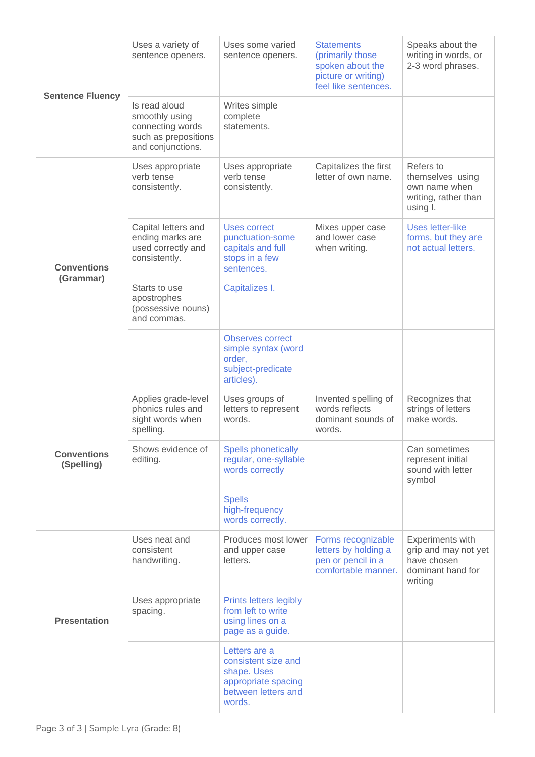| | | | | |
|---|---|---|---|---|
| **Sentence Fluency** | Uses a variety of sentence openers. | Uses some varied sentence openers. | Statements (primarily those spoken about the picture or writing) feel like sentences. | Speaks about the writing in words, or 2-3 word phrases. |
| | Is read aloud smoothly using connecting words such as prepositions and conjunctions. | Writes simple complete statements. | | |
| **Conventions (Grammar)** | Uses appropriate verb tense consistently. | Uses appropriate verb tense consistently. | Capitalizes the first letter of own name. | Refers to themselves using own name when writing, rather than using I. |
| | Capital letters and ending marks are used correctly and consistently. | Uses correct punctuation-some capitals and full stops in a few sentences. | Mixes upper case and lower case when writing. | Uses letter-like forms, but they are not actual letters. |
| | Starts to use apostrophes (possessive nouns) and commas. | Capitalizes I. | | |
| | | Observes correct simple syntax (word order, subject-predicate articles). | | |
| **Conventions (Spelling)** | Applies grade-level phonics rules and sight words when spelling. | Uses groups of letters to represent words. | Invented spelling of words reflects dominant sounds of words. | Recognizes that strings of letters make words. |
| | Shows evidence of editing. | Spells phonetically regular, one-syllable words correctly | | Can sometimes represent initial sound with letter symbol |
| | | Spells high-frequency words correctly. | | |
| **Presentation** | Uses neat and consistent handwriting. | Produces most lower and upper case letters. | Forms recognizable letters by holding a pen or pencil in a comfortable manner. | Experiments with grip and may not yet have chosen dominant hand for writing |
| | Uses appropriate spacing. | Prints letters legibly from left to write using lines on a page as a guide. | | |
| | | Letters are a consistent size and shape. Uses appropriate spacing between letters and words. | | |